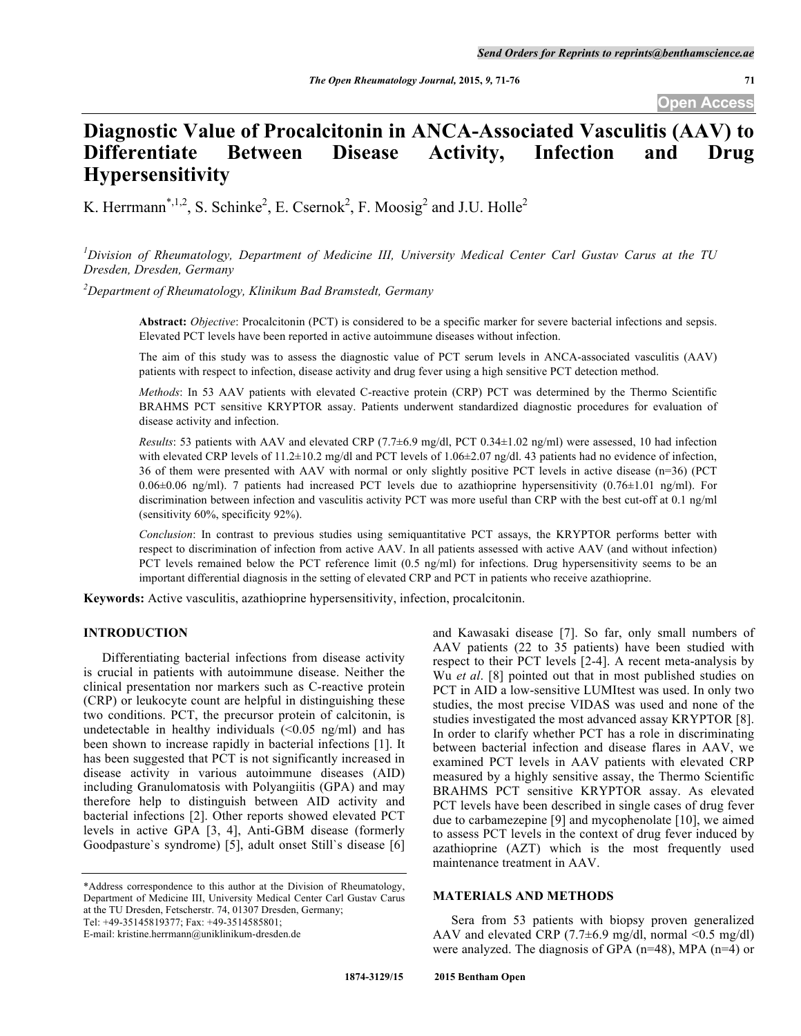# Diagnostic Value of Procalcitonin in ANCA-Associated Vasculitis (AAV) to Differentiate Between Disease Activity, Infection and Drug Hypersensitivity

K. Herrmann[*,1,2], S. Schinke[2], E. Csernok[2], F. Moosig[2] and J.U. Holle[2]

[1]*Division of Rheumatology, Department of Medicine III, University Medical Center Carl Gustav Carus at the TU Dresden, Dresden, Germany*

[2]*Department of Rheumatology, Klinikum Bad Bramstedt, Germany*

**Abstract:** *Objective*: Procalcitonin (PCT) is considered to be a specific marker for severe bacterial infections and sepsis. Elevated PCT levels have been reported in active autoimmune diseases without infection.

The aim of this study was to assess the diagnostic value of PCT serum levels in ANCA-associated vasculitis (AAV) patients with respect to infection, disease activity and drug fever using a high sensitive PCT detection method.

*Methods*: In 53 AAV patients with elevated C-reactive protein (CRP) PCT was determined by the Thermo Scientific BRAHMS PCT sensitive KRYPTOR assay. Patients underwent standardized diagnostic procedures for evaluation of disease activity and infection.

*Results*: 53 patients with AAV and elevated CRP (7.7±6.9 mg/dl, PCT 0.34±1.02 ng/ml) were assessed, 10 had infection with elevated CRP levels of 11.2±10.2 mg/dl and PCT levels of 1.06±2.07 ng/dl. 43 patients had no evidence of infection, 36 of them were presented with AAV with normal or only slightly positive PCT levels in active disease (n=36) (PCT 0.06±0.06 ng/ml). 7 patients had increased PCT levels due to azathioprine hypersensitivity (0.76±1.01 ng/ml). For discrimination between infection and vasculitis activity PCT was more useful than CRP with the best cut-off at 0.1 ng/ml (sensitivity 60%, specificity 92%).

*Conclusion*: In contrast to previous studies using semiquantitative PCT assays, the KRYPTOR performs better with respect to discrimination of infection from active AAV. In all patients assessed with active AAV (and without infection) PCT levels remained below the PCT reference limit (0.5 ng/ml) for infections. Drug hypersensitivity seems to be an important differential diagnosis in the setting of elevated CRP and PCT in patients who receive azathioprine.

**Keywords:** Active vasculitis, azathioprine hypersensitivity, infection, procalcitonin.

## INTRODUCTION

Differentiating bacterial infections from disease activity is crucial in patients with autoimmune disease. Neither the clinical presentation nor markers such as C-reactive protein (CRP) or leukocyte count are helpful in distinguishing these two conditions. PCT, the precursor protein of calcitonin, is undetectable in healthy individuals (<0.05 ng/ml) and has been shown to increase rapidly in bacterial infections [1]. It has been suggested that PCT is not significantly increased in disease activity in various autoimmune diseases (AID) including Granulomatosis with Polyangiitis (GPA) and may therefore help to distinguish between AID activity and bacterial infections [2]. Other reports showed elevated PCT levels in active GPA [3, 4], Anti-GBM disease (formerly Goodpasture`s syndrome) [5], adult onset Still`s disease [6] and Kawasaki disease [7]. So far, only small numbers of AAV patients (22 to 35 patients) have been studied with respect to their PCT levels [2-4]. A recent meta-analysis by Wu *et al*. [8] pointed out that in most published studies on PCT in AID a low-sensitive LUMItest was used. In only two studies, the most precise VIDAS was used and none of the studies investigated the most advanced assay KRYPTOR [8]. In order to clarify whether PCT has a role in discriminating between bacterial infection and disease flares in AAV, we examined PCT levels in AAV patients with elevated CRP measured by a highly sensitive assay, the Thermo Scientific BRAHMS PCT sensitive KRYPTOR assay. As elevated PCT levels have been described in single cases of drug fever due to carbamezepine [9] and mycophenolate [10], we aimed to assess PCT levels in the context of drug fever induced by azathioprine (AZT) which is the most frequently used maintenance treatment in AAV.

*Address correspondence to this author at the Division of Rheumatology, Department of Medicine III, University Medical Center Carl Gustav Carus at the TU Dresden, Fetscherstr. 74, 01307 Dresden, Germany; Tel: +49-35145819377; Fax: +49-3514585801; E-mail: kristine.herrmann@uniklinikum-dresden.de

## MATERIALS AND METHODS

Sera from 53 patients with biopsy proven generalized AAV and elevated CRP (7.7±6.9 mg/dl, normal <0.5 mg/dl) were analyzed. The diagnosis of GPA (n=48), MPA (n=4) or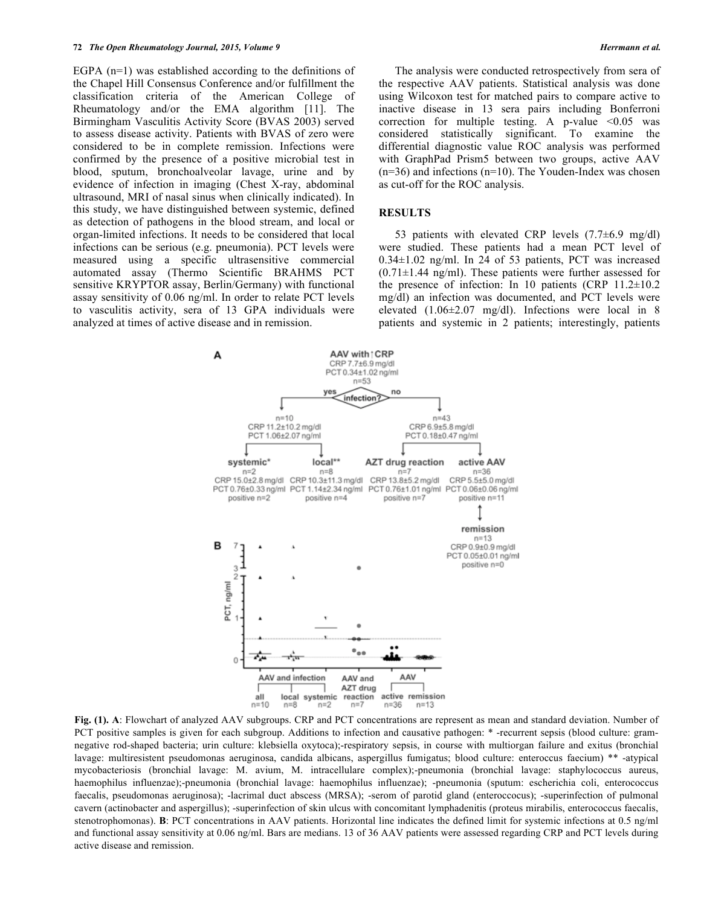EGPA (n=1) was established according to the definitions of the Chapel Hill Consensus Conference and/or fulfillment the classification criteria of the American College of Rheumatology and/or the EMA algorithm [11]. The Birmingham Vasculitis Activity Score (BVAS 2003) served to assess disease activity. Patients with BVAS of zero were considered to be in complete remission. Infections were confirmed by the presence of a positive microbial test in blood, sputum, bronchoalveolar lavage, urine and by evidence of infection in imaging (Chest X-ray, abdominal ultrasound, MRI of nasal sinus when clinically indicated). In this study, we have distinguished between systemic, defined as detection of pathogens in the blood stream, and local or organ-limited infections. It needs to be considered that local infections can be serious (e.g. pneumonia). PCT levels were measured using a specific ultrasensitive commercial automated assay (Thermo Scientific BRAHMS PCT sensitive KRYPTOR assay, Berlin/Germany) with functional assay sensitivity of 0.06 ng/ml. In order to relate PCT levels to vasculitis activity, sera of 13 GPA individuals were analyzed at times of active disease and in remission.

The analysis were conducted retrospectively from sera of the respective AAV patients. Statistical analysis was done using Wilcoxon test for matched pairs to compare active to inactive disease in 13 sera pairs including Bonferroni correction for multiple testing. A p-value <0.05 was considered statistically significant. To examine the differential diagnostic value ROC analysis was performed with GraphPad Prism5 between two groups, active AAV (n=36) and infections (n=10). The Youden-Index was chosen as cut-off for the ROC analysis.

## RESULTS

53 patients with elevated CRP levels (7.7±6.9 mg/dl) were studied. These patients had a mean PCT level of 0.34±1.02 ng/ml. In 24 of 53 patients, PCT was increased (0.71±1.44 ng/ml). These patients were further assessed for the presence of infection: In 10 patients (CRP 11.2±10.2 mg/dl) an infection was documented, and PCT levels were elevated (1.06±2.07 mg/dl). Infections were local in 8 patients and systemic in 2 patients; interestingly, patients

**Fig. (1). A**: Flowchart of analyzed AAV subgroups. CRP and PCT concentrations are represent as mean and standard deviation. Number of PCT positive samples is given for each subgroup. Additions to infection and causative pathogen: * -recurrent sepsis (blood culture: gram-negative rod-shaped bacteria; urin culture: klebsiella oxytoca);-respiratory sepsis, in course with multiorgan failure and exitus (bronchial lavage: multiresistent pseudomonas aeruginosa, candida albicans, aspergillus fumigatus; blood culture: enterococcus faecium) ** -atypical mycobacteriosis (bronchial lavage: M. avium, M. intracellulare complex);-pneumonia (bronchial lavage: staphylococcus aureus, haemophilus influenzae);-pneumonia (bronchial lavage: haemophilus influenzae); -pneumonia (sputum: escherichia coli, enterococcus faecalis, pseudomonas aeruginosa); -lacrimal duct abscess (MRSA); -serom of parotid gland (enterococcus); -superinfection of pulmonal cavern (actinobacter and aspergillus); -superinfection of skin ulcus with concomitant lymphadenitis (proteus mirabilis, enterococcus faecalis, stenotrophomonas). **B**: PCT concentrations in AAV patients. Horizontal line indicates the defined limit for systemic infections at 0.5 ng/ml and functional assay sensitivity at 0.06 ng/ml. Bars are medians. 13 of 36 AAV patients were assessed regarding CRP and PCT levels during active disease and remission.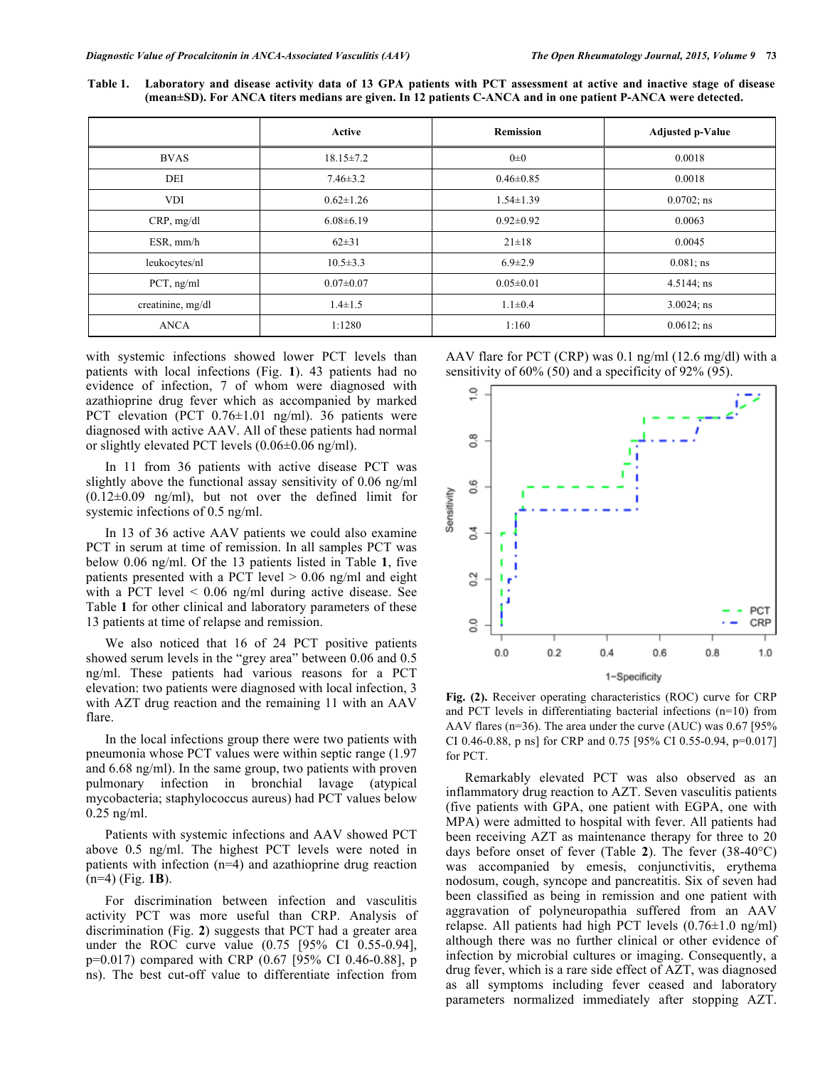**Table 1. Laboratory and disease activity data of 13 GPA patients with PCT assessment at active and inactive stage of disease (mean±SD). For ANCA titers medians are given. In 12 patients C-ANCA and in one patient P-ANCA were detected.**

| | Active | Remission | Adjusted p-Value |
|---|---|---|---|
| BVAS | 18.15±7.2 | 0±0 | 0.0018 |
| DEI | 7.46±3.2 | 0.46±0.85 | 0.0018 |
| VDI | 0.62±1.26 | 1.54±1.39 | 0.0702; ns |
| CRP, mg/dl | 6.08±6.19 | 0.92±0.92 | 0.0063 |
| ESR, mm/h | 62±31 | 21±18 | 0.0045 |
| leukocytes/nl | 10.5±3.3 | 6.9±2.9 | 0.081; ns |
| PCT, ng/ml | 0.07±0.07 | 0.05±0.01 | 4.5144; ns |
| creatinine, mg/dl | 1.4±1.5 | 1.1±0.4 | 3.0024; ns |
| ANCA | 1:1280 | 1:160 | 0.0612; ns |

with systemic infections showed lower PCT levels than patients with local infections (Fig. **1**). 43 patients had no evidence of infection, 7 of whom were diagnosed with azathioprine drug fever which as accompanied by marked PCT elevation (PCT 0.76±1.01 ng/ml). 36 patients were diagnosed with active AAV. All of these patients had normal or slightly elevated PCT levels (0.06±0.06 ng/ml).

In 11 from 36 patients with active disease PCT was slightly above the functional assay sensitivity of 0.06 ng/ml (0.12±0.09 ng/ml), but not over the defined limit for systemic infections of 0.5 ng/ml.

In 13 of 36 active AAV patients we could also examine PCT in serum at time of remission. In all samples PCT was below 0.06 ng/ml. Of the 13 patients listed in Table **1**, five patients presented with a PCT level > 0.06 ng/ml and eight with a PCT level < 0.06 ng/ml during active disease. See Table **1** for other clinical and laboratory parameters of these 13 patients at time of relapse and remission.

We also noticed that 16 of 24 PCT positive patients showed serum levels in the "grey area" between 0.06 and 0.5 ng/ml. These patients had various reasons for a PCT elevation: two patients were diagnosed with local infection, 3 with AZT drug reaction and the remaining 11 with an AAV flare.

In the local infections group there were two patients with pneumonia whose PCT values were within septic range (1.97 and 6.68 ng/ml). In the same group, two patients with proven pulmonary infection in bronchial lavage (atypical mycobacteria; staphylococcus aureus) had PCT values below 0.25 ng/ml.

Patients with systemic infections and AAV showed PCT above 0.5 ng/ml. The highest PCT levels were noted in patients with infection (n=4) and azathioprine drug reaction (n=4) (Fig. **1B**).

For discrimination between infection and vasculitis activity PCT was more useful than CRP. Analysis of discrimination (Fig. **2**) suggests that PCT had a greater area under the ROC curve value (0.75 [95% CI 0.55-0.94], p=0.017) compared with CRP (0.67 [95% CI 0.46-0.88], p ns). The best cut-off value to differentiate infection from AAV flare for PCT (CRP) was 0.1 ng/ml (12.6 mg/dl) with a sensitivity of 60% (50) and a specificity of 92% (95).

**Fig. (2).** Receiver operating characteristics (ROC) curve for CRP and PCT levels in differentiating bacterial infections (n=10) from AAV flares (n=36). The area under the curve (AUC) was 0.67 [95% CI 0.46-0.88, p ns] for CRP and 0.75 [95% CI 0.55-0.94, p=0.017] for PCT.

Remarkably elevated PCT was also observed as an inflammatory drug reaction to AZT. Seven vasculitis patients (five patients with GPA, one patient with EGPA, one with MPA) were admitted to hospital with fever. All patients had been receiving AZT as maintenance therapy for three to 20 days before onset of fever (Table **2**). The fever (38-40°C) was accompanied by emesis, conjunctivitis, erythema nodosum, cough, syncope and pancreatitis. Six of seven had been classified as being in remission and one patient with aggravation of polyneuropathia suffered from an AAV relapse. All patients had high PCT levels (0.76±1.0 ng/ml) although there was no further clinical or other evidence of infection by microbial cultures or imaging. Consequently, a drug fever, which is a rare side effect of AZT, was diagnosed as all symptoms including fever ceased and laboratory parameters normalized immediately after stopping AZT.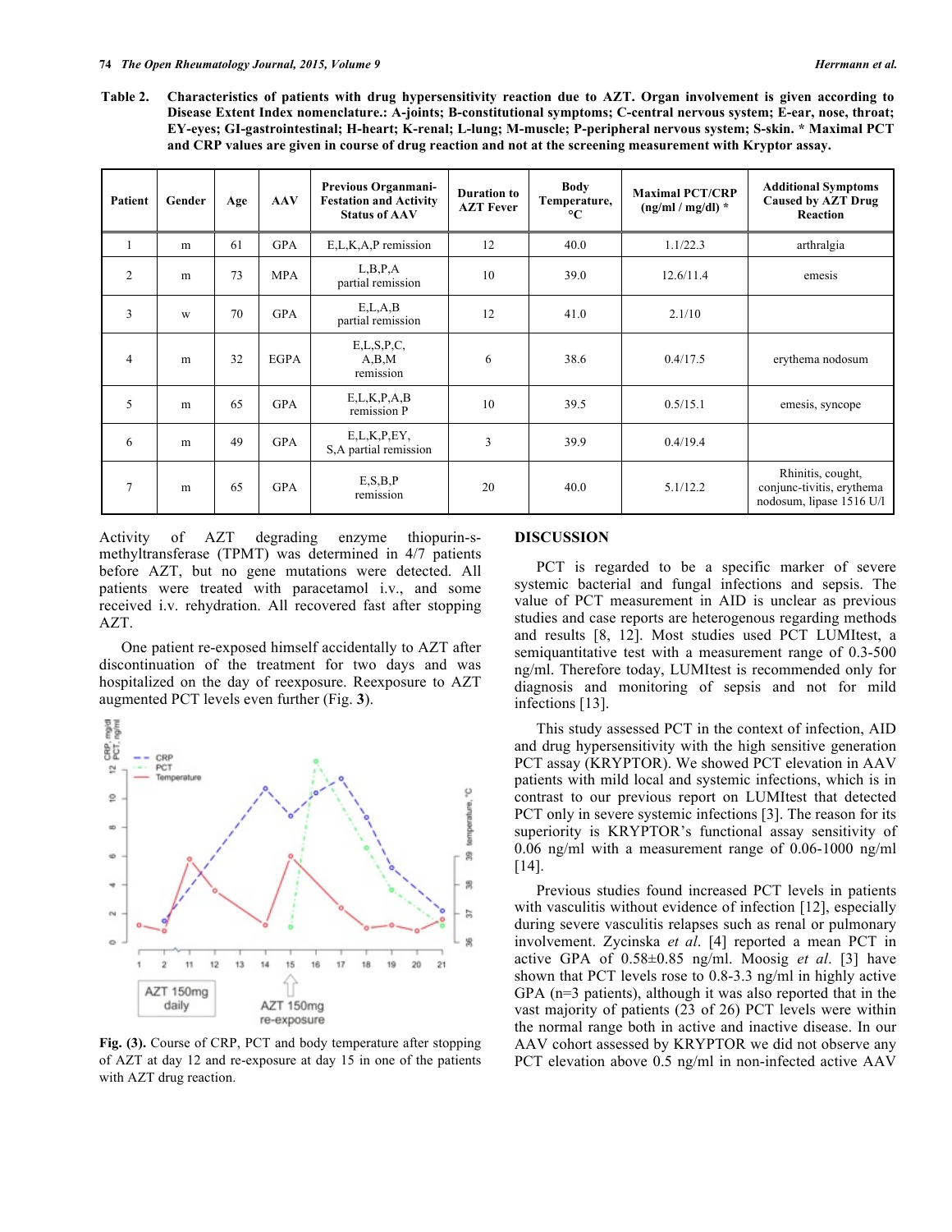**Table 2. Characteristics of patients with drug hypersensitivity reaction due to AZT. Organ involvement is given according to Disease Extent Index nomenclature.: A-joints; B-constitutional symptoms; C-central nervous system; E-ear, nose, throat; EY-eyes; GI-gastrointestinal; H-heart; K-renal; L-lung; M-muscle; P-peripheral nervous system; S-skin. * Maximal PCT and CRP values are given in course of drug reaction and not at the screening measurement with Kryptor assay.**

| Patient | Gender | Age | AAV | Previous Organmani-Festation and Activity Status of AAV | Duration to AZT Fever | Body Temperature, °C | Maximal PCT/CRP (ng/ml / mg/dl) * | Additional Symptoms Caused by AZT Drug Reaction |
|---|---|---|---|---|---|---|---|---|
| 1 | m | 61 | GPA | E,L,K,A,P remission | 12 | 40.0 | 1.1/22.3 | arthralgia |
| 2 | m | 73 | MPA | L,B,P,A partial remission | 10 | 39.0 | 12.6/11.4 | emesis |
| 3 | w | 70 | GPA | E,L,A,B partial remission | 12 | 41.0 | 2.1/10 | |
| 4 | m | 32 | EGPA | E,L,S,P,C, A,B,M remission | 6 | 38.6 | 0.4/17.5 | erythema nodosum |
| 5 | m | 65 | GPA | E,L,K,P,A,B remission P | 10 | 39.5 | 0.5/15.1 | emesis, syncope |
| 6 | m | 49 | GPA | E,L,K,P,EY, S,A partial remission | 3 | 39.9 | 0.4/19.4 | |
| 7 | m | 65 | GPA | E,S,B,P remission | 20 | 40.0 | 5.1/12.2 | Rhinitis, cought, conjunc-tivitis, erythema nodosum, lipase 1516 U/l |

Activity of AZT degrading enzyme thiopurin-s-methyltransferase (TPMT) was determined in 4/7 patients before AZT, but no gene mutations were detected. All patients were treated with paracetamol i.v., and some received i.v. rehydration. All recovered fast after stopping AZT.

One patient re-exposed himself accidentally to AZT after discontinuation of the treatment for two days and was hospitalized on the day of reexposure. Reexposure to AZT augmented PCT levels even further (Fig. **3**).

**Fig. (3).** Course of CRP, PCT and body temperature after stopping of AZT at day 12 and re-exposure at day 15 in one of the patients with AZT drug reaction.

## DISCUSSION

PCT is regarded to be a specific marker of severe systemic bacterial and fungal infections and sepsis. The value of PCT measurement in AID is unclear as previous studies and case reports are heterogenous regarding methods and results [8, 12]. Most studies used PCT LUMItest, a semiquantitative test with a measurement range of 0.3-500 ng/ml. Therefore today, LUMItest is recommended only for diagnosis and monitoring of sepsis and not for mild infections [13].

This study assessed PCT in the context of infection, AID and drug hypersensitivity with the high sensitive generation PCT assay (KRYPTOR). We showed PCT elevation in AAV patients with mild local and systemic infections, which is in contrast to our previous report on LUMItest that detected PCT only in severe systemic infections [3]. The reason for its superiority is KRYPTOR's functional assay sensitivity of 0.06 ng/ml with a measurement range of 0.06-1000 ng/ml [14].

Previous studies found increased PCT levels in patients with vasculitis without evidence of infection [12], especially during severe vasculitis relapses such as renal or pulmonary involvement. Zycinska *et al.* [4] reported a mean PCT in active GPA of 0.58±0.85 ng/ml. Moosig *et al.* [3] have shown that PCT levels rose to 0.8-3.3 ng/ml in highly active GPA (n=3 patients), although it was also reported that in the vast majority of patients (23 of 26) PCT levels were within the normal range both in active and inactive disease. In our AAV cohort assessed by KRYPTOR we did not observe any PCT elevation above 0.5 ng/ml in non-infected active AAV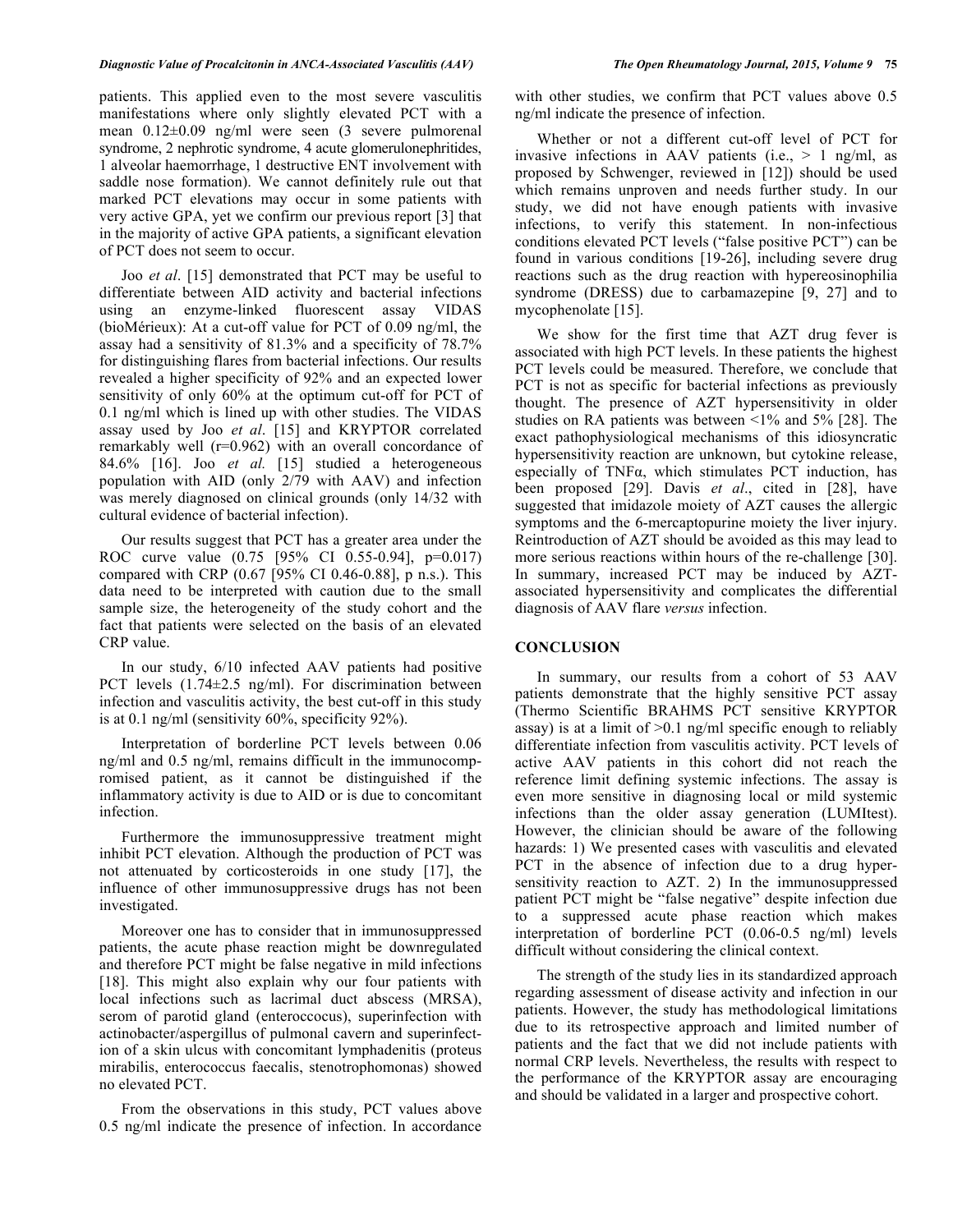patients. This applied even to the most severe vasculitis manifestations where only slightly elevated PCT with a mean 0.12±0.09 ng/ml were seen (3 severe pulmorenal syndrome, 2 nephrotic syndrome, 4 acute glomerulonephritides, 1 alveolar haemorrhage, 1 destructive ENT involvement with saddle nose formation). We cannot definitely rule out that marked PCT elevations may occur in some patients with very active GPA, yet we confirm our previous report [3] that in the majority of active GPA patients, a significant elevation of PCT does not seem to occur.

Joo *et al*. [15] demonstrated that PCT may be useful to differentiate between AID activity and bacterial infections using an enzyme-linked fluorescent assay VIDAS (bioMérieux): At a cut-off value for PCT of 0.09 ng/ml, the assay had a sensitivity of 81.3% and a specificity of 78.7% for distinguishing flares from bacterial infections. Our results revealed a higher specificity of 92% and an expected lower sensitivity of only 60% at the optimum cut-off for PCT of 0.1 ng/ml which is lined up with other studies. The VIDAS assay used by Joo *et al*. [15] and KRYPTOR correlated remarkably well (r=0.962) with an overall concordance of 84.6% [16]. Joo *et al.* [15] studied a heterogeneous population with AID (only 2/79 with AAV) and infection was merely diagnosed on clinical grounds (only 14/32 with cultural evidence of bacterial infection).

Our results suggest that PCT has a greater area under the ROC curve value (0.75 [95% CI 0.55-0.94], p=0.017) compared with CRP (0.67 [95% CI 0.46-0.88], p n.s.). This data need to be interpreted with caution due to the small sample size, the heterogeneity of the study cohort and the fact that patients were selected on the basis of an elevated CRP value.

In our study, 6/10 infected AAV patients had positive PCT levels (1.74±2.5 ng/ml). For discrimination between infection and vasculitis activity, the best cut-off in this study is at 0.1 ng/ml (sensitivity 60%, specificity 92%).

Interpretation of borderline PCT levels between 0.06 ng/ml and 0.5 ng/ml, remains difficult in the immunocompromised patient, as it cannot be distinguished if the inflammatory activity is due to AID or is due to concomitant infection.

Furthermore the immunosuppressive treatment might inhibit PCT elevation. Although the production of PCT was not attenuated by corticosteroids in one study [17], the influence of other immunosuppressive drugs has not been investigated.

Moreover one has to consider that in immunosuppressed patients, the acute phase reaction might be downregulated and therefore PCT might be false negative in mild infections [18]. This might also explain why our four patients with local infections such as lacrimal duct abscess (MRSA), serom of parotid gland (enteroccocus), superinfection with actinobacter/aspergillus of pulmonal cavern and superinfection of a skin ulcus with concomitant lymphadenitis (proteus mirabilis, enterococcus faecalis, stenotrophomonas) showed no elevated PCT.

From the observations in this study, PCT values above 0.5 ng/ml indicate the presence of infection. In accordance with other studies, we confirm that PCT values above 0.5 ng/ml indicate the presence of infection.

Whether or not a different cut-off level of PCT for invasive infections in AAV patients (i.e., > 1 ng/ml, as proposed by Schwenger, reviewed in [12]) should be used which remains unproven and needs further study. In our study, we did not have enough patients with invasive infections, to verify this statement. In non-infectious conditions elevated PCT levels ("false positive PCT") can be found in various conditions [19-26], including severe drug reactions such as the drug reaction with hypereosinophilia syndrome (DRESS) due to carbamazepine [9, 27] and to mycophenolate [15].

We show for the first time that AZT drug fever is associated with high PCT levels. In these patients the highest PCT levels could be measured. Therefore, we conclude that PCT is not as specific for bacterial infections as previously thought. The presence of AZT hypersensitivity in older studies on RA patients was between <1% and 5% [28]. The exact pathophysiological mechanisms of this idiosyncratic hypersensitivity reaction are unknown, but cytokine release, especially of TNFα, which stimulates PCT induction, has been proposed [29]. Davis *et al*., cited in [28], have suggested that imidazole moiety of AZT causes the allergic symptoms and the 6-mercaptopurine moiety the liver injury. Reintroduction of AZT should be avoided as this may lead to more serious reactions within hours of the re-challenge [30]. In summary, increased PCT may be induced by AZT-associated hypersensitivity and complicates the differential diagnosis of AAV flare *versus* infection.

## CONCLUSION

In summary, our results from a cohort of 53 AAV patients demonstrate that the highly sensitive PCT assay (Thermo Scientific BRAHMS PCT sensitive KRYPTOR assay) is at a limit of >0.1 ng/ml specific enough to reliably differentiate infection from vasculitis activity. PCT levels of active AAV patients in this cohort did not reach the reference limit defining systemic infections. The assay is even more sensitive in diagnosing local or mild systemic infections than the older assay generation (LUMItest). However, the clinician should be aware of the following hazards: 1) We presented cases with vasculitis and elevated PCT in the absence of infection due to a drug hypersensitivity reaction to AZT. 2) In the immunosuppressed patient PCT might be "false negative" despite infection due to a suppressed acute phase reaction which makes interpretation of borderline PCT (0.06-0.5 ng/ml) levels difficult without considering the clinical context.

The strength of the study lies in its standardized approach regarding assessment of disease activity and infection in our patients. However, the study has methodological limitations due to its retrospective approach and limited number of patients and the fact that we did not include patients with normal CRP levels. Nevertheless, the results with respect to the performance of the KRYPTOR assay are encouraging and should be validated in a larger and prospective cohort.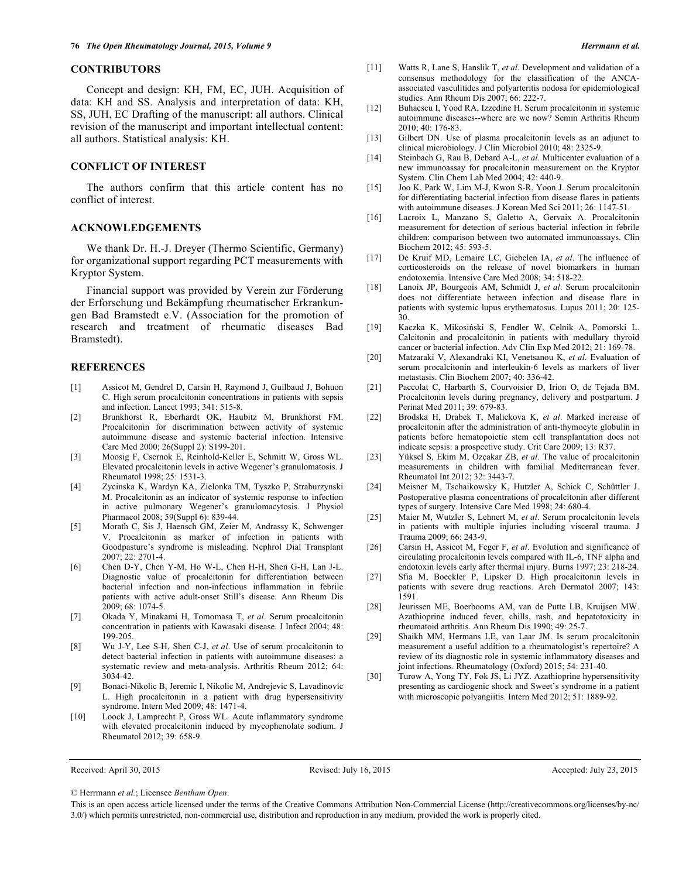## CONTRIBUTORS

Concept and design: KH, FM, EC, JUH. Acquisition of data: KH and SS. Analysis and interpretation of data: KH, SS, JUH, EC Drafting of the manuscript: all authors. Clinical revision of the manuscript and important intellectual content: all authors. Statistical analysis: KH.

## CONFLICT OF INTEREST

The authors confirm that this article content has no conflict of interest.

## ACKNOWLEDGEMENTS

We thank Dr. H.-J. Dreyer (Thermo Scientific, Germany) for organizational support regarding PCT measurements with Kryptor System.

Financial support was provided by Verein zur Förderung der Erforschung und Bekämpfung rheumatischer Erkrankungen Bad Bramstedt e.V. (Association for the promotion of research and treatment of rheumatic diseases Bad Bramstedt).

## REFERENCES

[1] Assicot M, Gendrel D, Carsin H, Raymond J, Guilbaud J, Bohuon C. High serum procalcitonin concentrations in patients with sepsis and infection. Lancet 1993; 341: 515-8.

[2] Brunkhorst R, Eberhardt OK, Haubitz M, Brunkhorst FM. Procalcitonin for discrimination between activity of systemic autoimmune disease and systemic bacterial infection. Intensive Care Med 2000; 26(Suppl 2): S199-201.

[3] Moosig F, Csernok E, Reinhold-Keller E, Schmitt W, Gross WL. Elevated procalcitonin levels in active Wegener's granulomatosis. J Rheumatol 1998; 25: 1531-3.

[4] Zycinska K, Wardyn KA, Zielonka TM, Tyszko P, Straburzynski M. Procalcitonin as an indicator of systemic response to infection in active pulmonary Wegener's granulomacytosis. J Physiol Pharmacol 2008; 59(Suppl 6): 839-44.

[5] Morath C, Sis J, Haensch GM, Zeier M, Andrassy K, Schwenger V. Procalcitonin as marker of infection in patients with Goodpasture's syndrome is misleading. Nephrol Dial Transplant 2007; 22: 2701-4.

[6] Chen D-Y, Chen Y-M, Ho W-L, Chen H-H, Shen G-H, Lan J-L. Diagnostic value of procalcitonin for differentiation between bacterial infection and non-infectious inflammation in febrile patients with active adult-onset Still's disease. Ann Rheum Dis 2009; 68: 1074-5.

[7] Okada Y, Minakami H, Tomomasa T, *et al*. Serum procalcitonin concentration in patients with Kawasaki disease. J Infect 2004; 48: 199-205.

[8] Wu J-Y, Lee S-H, Shen C-J, *et al*. Use of serum procalcitonin to detect bacterial infection in patients with autoimmune diseases: a systematic review and meta-analysis. Arthritis Rheum 2012; 64: 3034-42.

[9] Bonaci-Nikolic B, Jeremic I, Nikolic M, Andrejevic S, Lavadinovic L. High procalcitonin in a patient with drug hypersensitivity syndrome. Intern Med 2009; 48: 1471-4.

[10] Loock J, Lamprecht P, Gross WL. Acute inflammatory syndrome with elevated procalcitonin induced by mycophenolate sodium. J Rheumatol 2012; 39: 658-9.

[11] Watts R, Lane S, Hanslik T, *et al*. Development and validation of a consensus methodology for the classification of the ANCA-associated vasculitides and polyarteritis nodosa for epidemiological studies. Ann Rheum Dis 2007; 66: 222-7.

[12] Buhaescu I, Yood RA, Izzedine H. Serum procalcitonin in systemic autoimmune diseases--where are we now? Semin Arthritis Rheum 2010; 40: 176-83.

[13] Gilbert DN. Use of plasma procalcitonin levels as an adjunct to clinical microbiology. J Clin Microbiol 2010; 48: 2325-9.

[14] Steinbach G, Rau B, Debard A-L, *et al*. Multicenter evaluation of a new immunoassay for procalcitonin measurement on the Kryptor System. Clin Chem Lab Med 2004; 42: 440-9.

[15] Joo K, Park W, Lim M-J, Kwon S-R, Yoon J. Serum procalcitonin for differentiating bacterial infection from disease flares in patients with autoimmune diseases. J Korean Med Sci 2011; 26: 1147-51.

[16] Lacroix L, Manzano S, Galetto A, Gervaix A. Procalcitonin measurement for detection of serious bacterial infection in febrile children: comparison between two automated immunoassays. Clin Biochem 2012; 45: 593-5.

[17] De Kruif MD, Lemaire LC, Giebelen IA, *et al*. The influence of corticosteroids on the release of novel biomarkers in human endotoxemia. Intensive Care Med 2008; 34: 518-22.

[18] Lanoix JP, Bourgeois AM, Schmidt J, *et al*. Serum procalcitonin does not differentiate between infection and disease flare in patients with systemic lupus erythematosus. Lupus 2011; 20: 125-30.

[19] Kaczka K, Mikosiński S, Fendler W, Celnik A, Pomorski L. Calcitonin and procalcitonin in patients with medullary thyroid cancer or bacterial infection. Adv Clin Exp Med 2012; 21: 169-78.

[20] Matzaraki V, Alexandraki KI, Venetsanou K, *et al.* Evaluation of serum procalcitonin and interleukin-6 levels as markers of liver metastasis. Clin Biochem 2007; 40: 336-42.

[21] Paccolat C, Harbarth S, Courvoisier D, Irion O, de Tejada BM. Procalcitonin levels during pregnancy, delivery and postpartum. J Perinat Med 2011; 39: 679-83.

[22] Brodska H, Drabek T, Malickova K, *et al*. Marked increase of procalcitonin after the administration of anti-thymocyte globulin in patients before hematopoietic stem cell transplantation does not indicate sepsis: a prospective study. Crit Care 2009; 13: R37.

[23] Yüksel S, Ekim M, Ozçakar ZB, *et al*. The value of procalcitonin measurements in children with familial Mediterranean fever. Rheumatol Int 2012; 32: 3443-7.

[24] Meisner M, Tschaikowsky K, Hutzler A, Schick C, Schüttler J. Postoperative plasma concentrations of procalcitonin after different types of surgery. Intensive Care Med 1998; 24: 680-4.

[25] Maier M, Wutzler S, Lehnert M, *et al*. Serum procalcitonin levels in patients with multiple injuries including visceral trauma. J Trauma 2009; 66: 243-9.

[26] Carsin H, Assicot M, Feger F, *et al*. Evolution and significance of circulating procalcitonin levels compared with IL-6, TNF alpha and endotoxin levels early after thermal injury. Burns 1997; 23: 218-24.

[27] Sfia M, Boeckler P, Lipsker D. High procalcitonin levels in patients with severe drug reactions. Arch Dermatol 2007; 143: 1591.

[28] Jeurissen ME, Boerbooms AM, van de Putte LB, Kruijsen MW. Azathioprine induced fever, chills, rash, and hepatotoxicity in rheumatoid arthritis. Ann Rheum Dis 1990; 49: 25-7.

[29] Shaikh MM, Hermans LE, van Laar JM. Is serum procalcitonin measurement a useful addition to a rheumatologist's repertoire? A review of its diagnostic role in systemic inflammatory diseases and joint infections. Rheumatology (Oxford) 2015; 54: 231-40.

[30] Turow A, Yong TY, Fok JS, Li JYZ. Azathioprine hypersensitivity presenting as cardiogenic shock and Sweet's syndrome in a patient with microscopic polyangiitis. Intern Med 2012; 51: 1889-92.

Received: April 30, 2015 Revised: July 16, 2015 Accepted: July 23, 2015

© Herrmann *et al.*; Licensee *Bentham Open*.

This is an open access article licensed under the terms of the Creative Commons Attribution Non-Commercial License (http://creativecommons.org/licenses/by-nc/3.0/) which permits unrestricted, non-commercial use, distribution and reproduction in any medium, provided the work is properly cited.